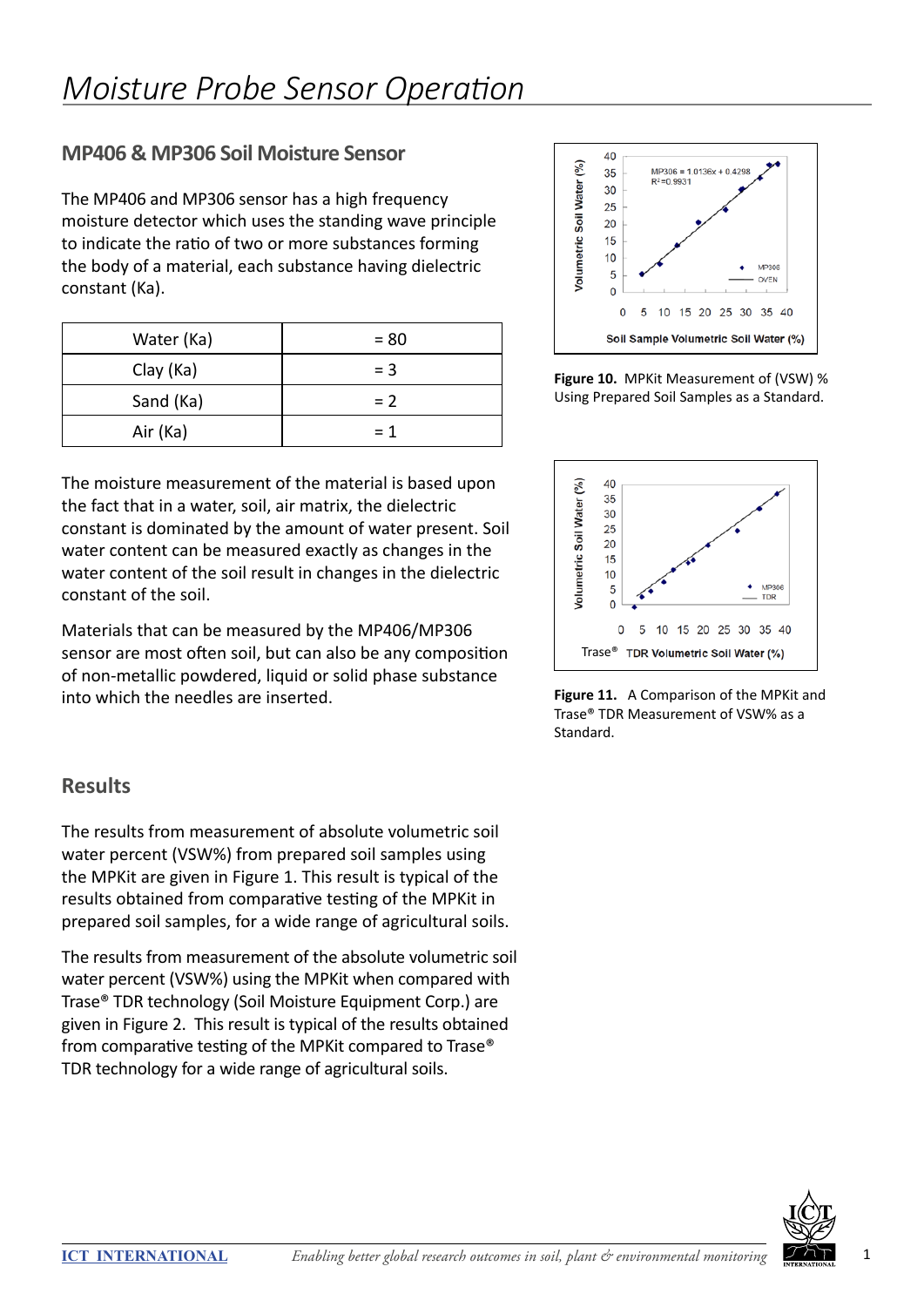# Moisture Probe Sensor Operation

## MP406 & MP306 Soil Moisture Sensor

The MP406 and MP306 sensor has a high frequency moisture detector which uses the standing wave principle to indicate the ratio of two or more substances forming the body of a material, each substance having dielectric constant (Ka).

| Water (Ka) | = 80 |
|---|---|
| Clay (Ka) | = 3 |
| Sand (Ka) | = 2 |
| Air (Ka) | = 1 |

The moisture measurement of the material is based upon the fact that in a water, soil, air matrix, the dielectric constant is dominated by the amount of water present. Soil water content can be measured exactly as changes in the water content of the soil result in changes in the dielectric constant of the soil.

Materials that can be measured by the MP406/MP306 sensor are most often soil, but can also be any composition of non-metallic powdered, liquid or solid phase substance into which the needles are inserted.

**Figure 10.** MPKit Measurement of (VSW) % Using Prepared Soil Samples as a Standard.

**Figure 11.** A Comparison of the MPKit and Trase® TDR Measurement of VSW% as a Standard.

## Results

The results from measurement of absolute volumetric soil water percent (VSW%) from prepared soil samples using the MPKit are given in Figure 1. This result is typical of the results obtained from comparative testing of the MPKit in prepared soil samples, for a wide range of agricultural soils.

The results from measurement of the absolute volumetric soil water percent (VSW%) using the MPKit when compared with Trase® TDR technology (Soil Moisture Equipment Corp.) are given in Figure 2. This result is typical of the results obtained from comparative testing of the MPKit compared to Trase® TDR technology for a wide range of agricultural soils.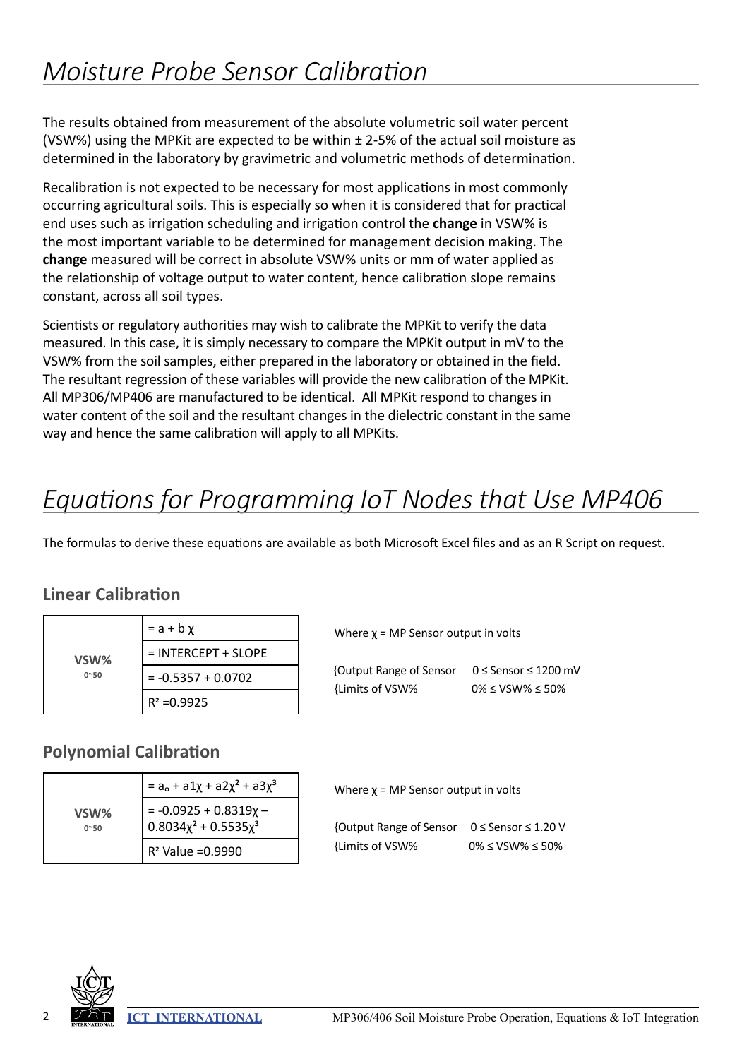# *Moisture Probe Sensor Calibration*

The results obtained from measurement of the absolute volumetric soil water percent (VSW%) using the MPKit are expected to be within ± 2-5% of the actual soil moisture as determined in the laboratory by gravimetric and volumetric methods of determination.

Recalibration is not expected to be necessary for most applications in most commonly occurring agricultural soils. This is especially so when it is considered that for practical end uses such as irrigation scheduling and irrigation control the **change** in VSW% is the most important variable to be determined for management decision making. The **change** measured will be correct in absolute VSW% units or mm of water applied as the relationship of voltage output to water content, hence calibration slope remains constant, across all soil types.

Scientists or regulatory authorities may wish to calibrate the MPKit to verify the data measured. In this case, it is simply necessary to compare the MPKit output in mV to the VSW% from the soil samples, either prepared in the laboratory or obtained in the field. The resultant regression of these variables will provide the new calibration of the MPKit. All MP306/MP406 are manufactured to be identical. All MPKit respond to changes in water content of the soil and the resultant changes in the dielectric constant in the same way and hence the same calibration will apply to all MPKits.

# *Equations for Programming IoT Nodes that Use MP406*

The formulas to derive these equations are available as both Microsoft Excel files and as an R Script on request.

### Linear Calibration

| | |
|---|---|
| **VSW%** 0~50 | $= a + b\chi$ |
| | = INTERCEPT + SLOPE |
| | $= -0.5357 + 0.0702$ |
| | $R^2 = 0.9925$ |

Where $\chi$ = MP Sensor output in volts

{Output Range of Sensor $0 \leq$ Sensor $\leq 1200$ mV
{Limits of VSW% $0\% \leq$ VSW% $\leq 50\%$

### Polynomial Calibration

| | |
|---|---|
| **VSW%** 0~50 | $= a_o + a1\chi + a2\chi^2 + a3\chi^3$ |
| | $= -0.0925 + 0.8319\chi - 0.8034\chi^2 + 0.5535\chi^3$ |
| | $R^2$ Value $= 0.9990$ |

Where $\chi$ = MP Sensor output in volts

{Output Range of Sensor $0 \leq$ Sensor $\leq 1.20$ V
{Limits of VSW% $0\% \leq$ VSW% $\leq 50\%$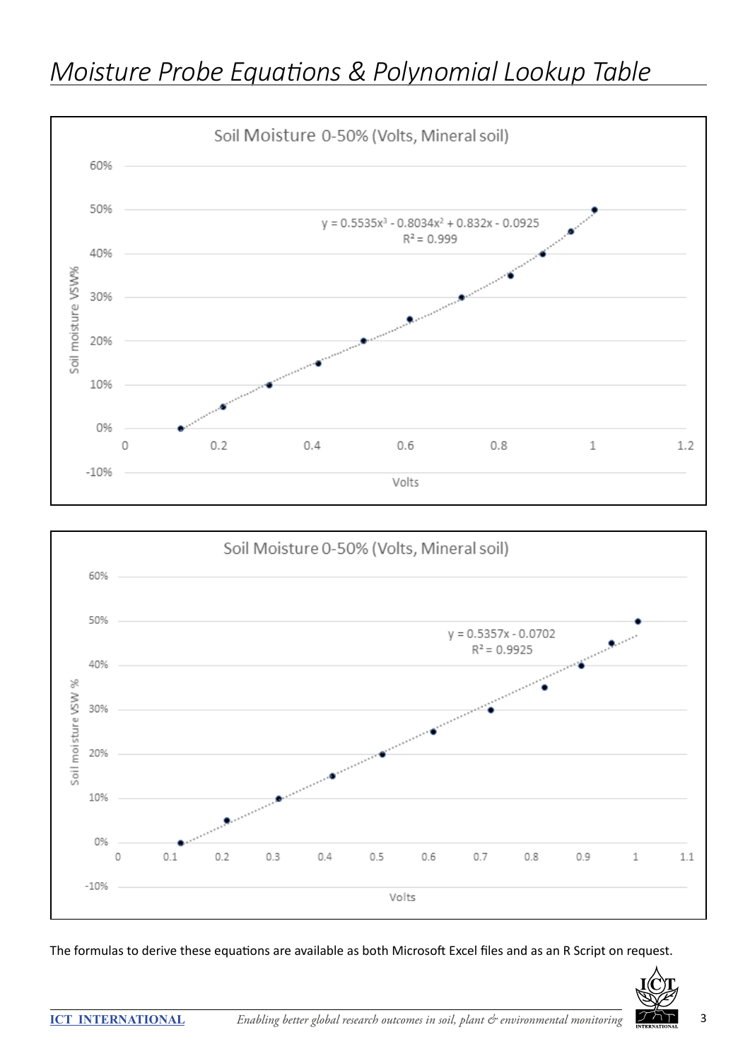# *Moisture Probe Equations & Polynomial Lookup Table*

**Soil Moisture 0-50% (Volts, Mineral soil)**

$y = 0.5535x^3 - 0.8034x^2 + 0.832x - 0.0925$

$R^2 = 0.999$

**Soil Moisture 0-50% (Volts, Mineral soil)**

$y = 0.5357x - 0.0702$

$R^2 = 0.9925$

The formulas to derive these equations are available as both Microsoft Excel files and as an R Script on request.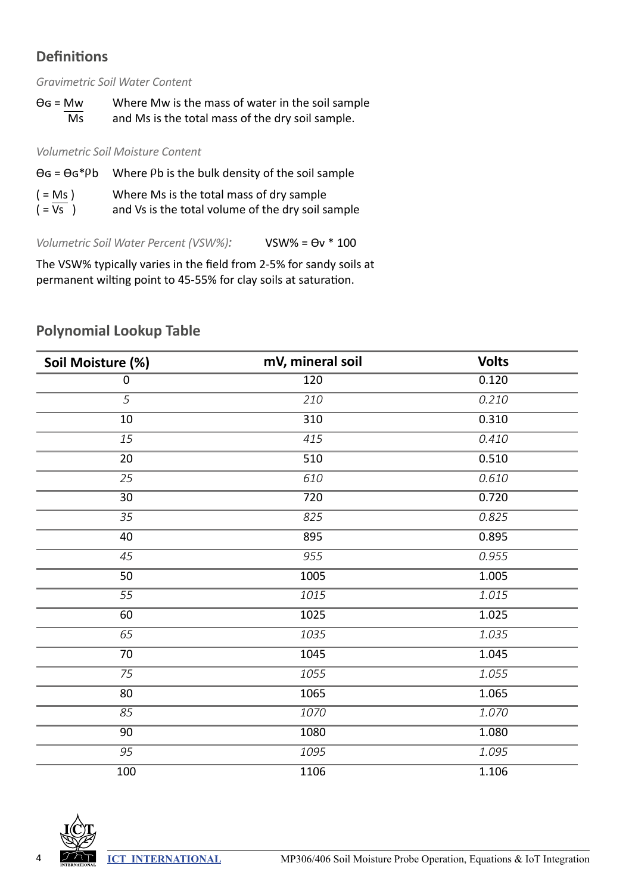## Definitions

*Gravimetric Soil Water Content*

$\Theta_G = \frac{M_w}{M_s}$ Where Mw is the mass of water in the soil sample and Ms is the total mass of the dry soil sample.

*Volumetric Soil Moisture Content*

$\Theta_G = \Theta_G * \rho_b$ Where ρb is the bulk density of the soil sample

$\left( = \frac{M_s}{V_s} \right)$ Where Ms is the total mass of dry sample and Vs is the total volume of the dry soil sample

*Volumetric Soil Water Percent (VSW%):* VSW% = $\Theta_v$ * 100

The VSW% typically varies in the field from 2-5% for sandy soils at permanent wilting point to 45-55% for clay soils at saturation.

## Polynomial Lookup Table

| Soil Moisture (%) | mV, mineral soil | Volts |
|---|---|---|
| 0 | 120 | 0.120 |
| *5* | *210* | *0.210* |
| 10 | 310 | 0.310 |
| *15* | *415* | *0.410* |
| 20 | 510 | 0.510 |
| *25* | *610* | *0.610* |
| 30 | 720 | 0.720 |
| *35* | *825* | *0.825* |
| 40 | 895 | 0.895 |
| *45* | *955* | *0.955* |
| 50 | 1005 | 1.005 |
| *55* | *1015* | *1.015* |
| 60 | 1025 | 1.025 |
| *65* | *1035* | *1.035* |
| 70 | 1045 | 1.045 |
| *75* | *1055* | *1.055* |
| 80 | 1065 | 1.065 |
| *85* | *1070* | *1.070* |
| 90 | 1080 | 1.080 |
| *95* | *1095* | *1.095* |
| 100 | 1106 | 1.106 |